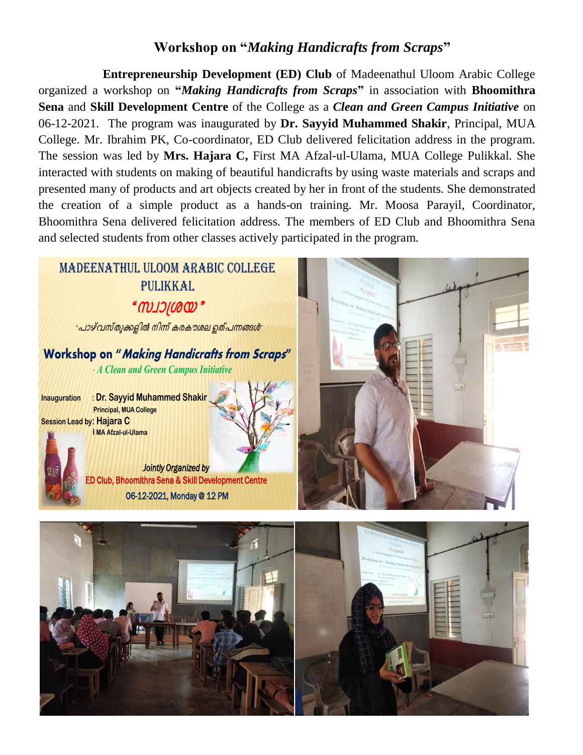# Workshop on "*Making Handicrafts from Scraps*"

**Entrepreneurship Development (ED) Club** of Madeenathul Uloom Arabic College organized a workshop on "***Making Handicrafts from Scraps***" in association with **Bhoomithra Sena** and **Skill Development Centre** of the College as a ***Clean and Green Campus Initiative*** on 06-12-2021. The program was inaugurated by **Dr. Sayyid Muhammed Shakir**, Principal, MUA College. Mr. Ibrahim PK, Co-coordinator, ED Club delivered felicitation address in the program. The session was led by **Mrs. Hajara C,** First MA Afzal-ul-Ulama, MUA College Pulikkal. She interacted with students on making of beautiful handicrafts by using waste materials and scraps and presented many of products and art objects created by her in front of the students. She demonstrated the creation of a simple product as a hands-on training. Mr. Moosa Parayil, Coordinator, Bhoomithra Sena delivered felicitation address. The members of ED Club and Bhoomithra Sena and selected students from other classes actively participated in the program.

MADEENATHUL ULOOM ARABIC COLLEGE
PULIKKAL

"സ്വാശ്രയ"

"പാഴ്‌വസ്തുക്കളിൽ നിന്ന് കരകൗശല ഉത്പന്നങ്ങൾ"

**Workshop on "*Making Handicrafts from Scraps*"**

*- A Clean and Green Campus Initiative*

Inauguration : **Dr. Sayyid Muhammed Shakir**
Principal, MUA College

Session Lead by: **Hajara C**
I MA Afzal-ul-Ulama

*Jointly Organized by*
ED Club, Bhoomithra Sena & Skill Development Centre
06-12-2021, Monday @ 12 PM